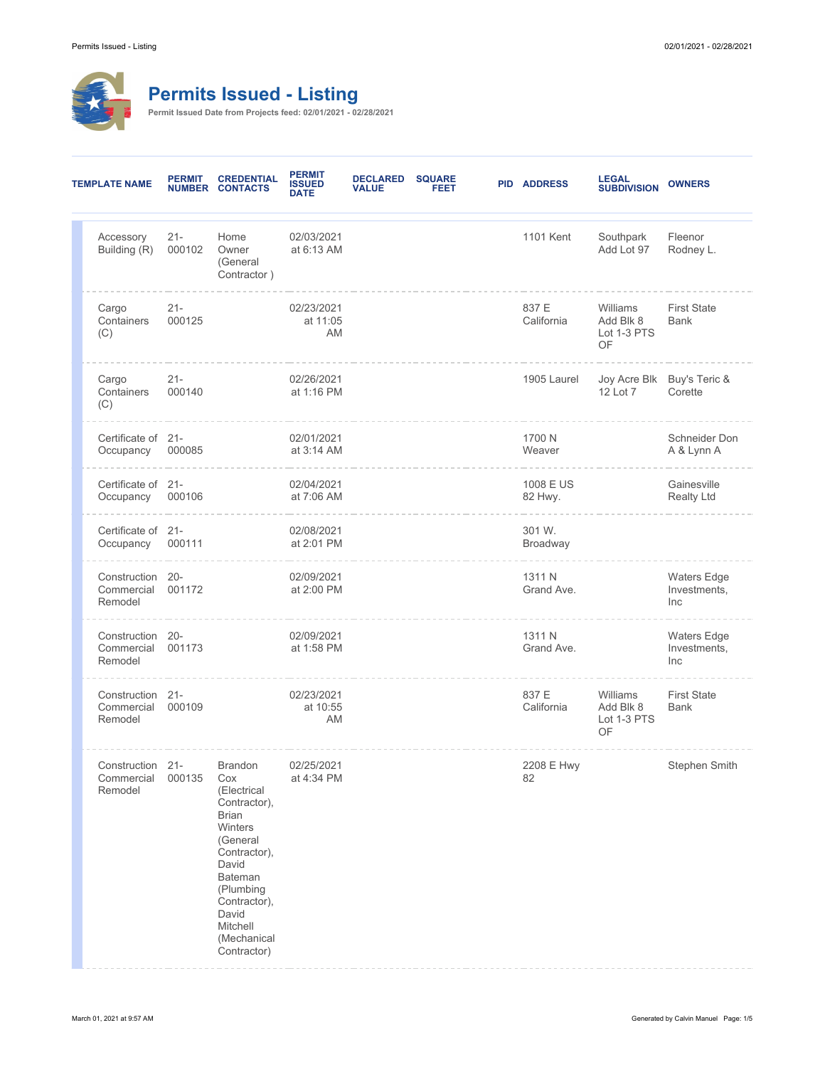# Permits Issued - Listing

**Permit Issued Date from Projects feed: 02/01/2021 - 02/28/2021**

| TEMPLATE NAME | PERMIT NUMBER | CREDENTIAL CONTACTS | PERMIT ISSUED DATE | DECLARED VALUE | SQUARE FEET | PID | ADDRESS | LEGAL SUBDIVISION | OWNERS |
|---|---|---|---|---|---|---|---|---|---|
| Accessory Building (R) | 21-000102 | Home Owner (General Contractor ) | 02/03/2021 at 6:13 AM | | | | 1101 Kent | Southpark Add Lot 97 | Fleenor Rodney L. |
| Cargo Containers (C) | 21-000125 | | 02/23/2021 at 11:05 AM | | | | 837 E California | Williams Add Blk 8 Lot 1-3 PTS OF | First State Bank |
| Cargo Containers (C) | 21-000140 | | 02/26/2021 at 1:16 PM | | | | 1905 Laurel | Joy Acre Blk 12 Lot 7 | Buy's Teric & Corette |
| Certificate of Occupancy | 21-000085 | | 02/01/2021 at 3:14 AM | | | | 1700 N Weaver | | Schneider Don A & Lynn A |
| Certificate of Occupancy | 21-000106 | | 02/04/2021 at 7:06 AM | | | | 1008 E US 82 Hwy. | | Gainesville Realty Ltd |
| Certificate of Occupancy | 21-000111 | | 02/08/2021 at 2:01 PM | | | | 301 W. Broadway | | |
| Construction Commercial Remodel | 20-001172 | | 02/09/2021 at 2:00 PM | | | | 1311 N Grand Ave. | | Waters Edge Investments, Inc |
| Construction Commercial Remodel | 20-001173 | | 02/09/2021 at 1:58 PM | | | | 1311 N Grand Ave. | | Waters Edge Investments, Inc |
| Construction Commercial Remodel | 21-000109 | | 02/23/2021 at 10:55 AM | | | | 837 E California | Williams Add Blk 8 Lot 1-3 PTS OF | First State Bank |
| Construction Commercial Remodel | 21-000135 | Brandon Cox (Electrical Contractor), Brian Winters (General Contractor), David Bateman (Plumbing Contractor), David Mitchell (Mechanical Contractor) | 02/25/2021 at 4:34 PM | | | | 2208 E Hwy 82 | | Stephen Smith |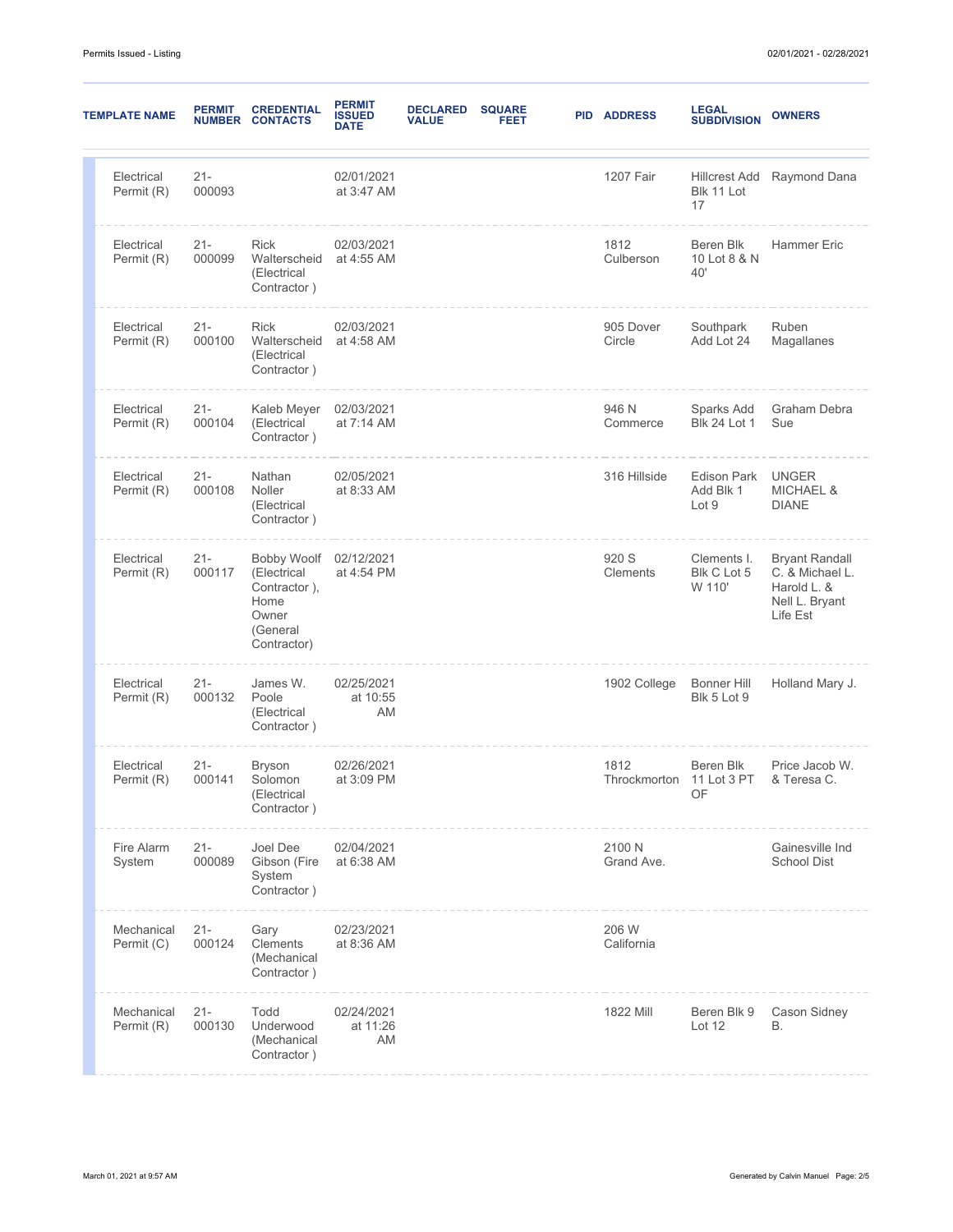| TEMPLATE NAME | PERMIT NUMBER | CREDENTIAL CONTACTS | PERMIT ISSUED DATE | DECLARED VALUE | SQUARE FEET | PID | ADDRESS | LEGAL SUBDIVISION | OWNERS |
|---|---|---|---|---|---|---|---|---|---|
| Electrical Permit (R) | 21-000093 | | 02/01/2021 at 3:47 AM | | | | 1207 Fair | Hillcrest Add Blk 11 Lot 17 | Raymond Dana |
| Electrical Permit (R) | 21-000099 | Rick Walterscheid (Electrical Contractor ) | 02/03/2021 at 4:55 AM | | | | 1812 Culberson | Beren Blk 10 Lot 8 & N 40' | Hammer Eric |
| Electrical Permit (R) | 21-000100 | Rick Walterscheid (Electrical Contractor ) | 02/03/2021 at 4:58 AM | | | | 905 Dover Circle | Southpark Add Lot 24 | Ruben Magallanes |
| Electrical Permit (R) | 21-000104 | Kaleb Meyer (Electrical Contractor ) | 02/03/2021 at 7:14 AM | | | | 946 N Commerce | Sparks Add Blk 24 Lot 1 | Graham Debra Sue |
| Electrical Permit (R) | 21-000108 | Nathan Noller (Electrical Contractor ) | 02/05/2021 at 8:33 AM | | | | 316 Hillside | Edison Park Add Blk 1 Lot 9 | UNGER MICHAEL & DIANE |
| Electrical Permit (R) | 21-000117 | Bobby Woolf (Electrical Contractor ), Home Owner (General Contractor) | 02/12/2021 at 4:54 PM | | | | 920 S Clements | Clements I. Blk C Lot 5 W 110' | Bryant Randall C. & Michael L. Harold L. & Nell L. Bryant Life Est |
| Electrical Permit (R) | 21-000132 | James W. Poole (Electrical Contractor ) | 02/25/2021 at 10:55 AM | | | | 1902 College | Bonner Hill Blk 5 Lot 9 | Holland Mary J. |
| Electrical Permit (R) | 21-000141 | Bryson Solomon (Electrical Contractor ) | 02/26/2021 at 3:09 PM | | | | 1812 Throckmorton | Beren Blk 11 Lot 3 PT OF | Price Jacob W. & Teresa C. |
| Fire Alarm System | 21-000089 | Joel Dee Gibson (Fire System Contractor ) | 02/04/2021 at 6:38 AM | | | | 2100 N Grand Ave. | | Gainesville Ind School Dist |
| Mechanical Permit (C) | 21-000124 | Gary Clements (Mechanical Contractor ) | 02/23/2021 at 8:36 AM | | | | 206 W California | | |
| Mechanical Permit (R) | 21-000130 | Todd Underwood (Mechanical Contractor ) | 02/24/2021 at 11:26 AM | | | | 1822 Mill | Beren Blk 9 Lot 12 | Cason Sidney B. |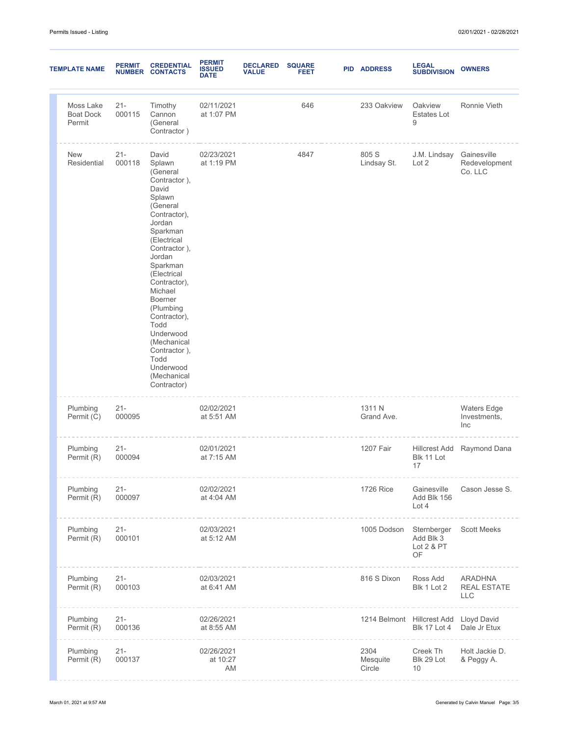| TEMPLATE NAME | PERMIT NUMBER | CREDENTIAL CONTACTS | PERMIT ISSUED DATE | DECLARED VALUE | SQUARE FEET | PID | ADDRESS | LEGAL SUBDIVISION | OWNERS |
|---|---|---|---|---|---|---|---|---|---|
| Moss Lake Boat Dock Permit | 21-000115 | Timothy Cannon (General Contractor ) | 02/11/2021 at 1:07 PM | | 646 | | 233 Oakview | Oakview Estates Lot 9 | Ronnie Vieth |
| New Residential | 21-000118 | David Splawn (General Contractor ), David Splawn (General Contractor), Jordan Sparkman (Electrical Contractor ), Jordan Sparkman (Electrical Contractor), Michael Boerner (Plumbing Contractor), Todd Underwood (Mechanical Contractor ), Todd Underwood (Mechanical Contractor) | 02/23/2021 at 1:19 PM | | 4847 | | 805 S Lindsay St. | J.M. Lindsay Lot 2 | Gainesville Redevelopment Co. LLC |
| Plumbing Permit (C) | 21-000095 | | 02/02/2021 at 5:51 AM | | | | 1311 N Grand Ave. | | Waters Edge Investments, Inc |
| Plumbing Permit (R) | 21-000094 | | 02/01/2021 at 7:15 AM | | | | 1207 Fair | Hillcrest Add Blk 11 Lot 17 | Raymond Dana |
| Plumbing Permit (R) | 21-000097 | | 02/02/2021 at 4:04 AM | | | | 1726 Rice | Gainesville Add Blk 156 Lot 4 | Cason Jesse S. |
| Plumbing Permit (R) | 21-000101 | | 02/03/2021 at 5:12 AM | | | | 1005 Dodson | Sternberger Add Blk 3 Lot 2 & PT OF | Scott Meeks |
| Plumbing Permit (R) | 21-000103 | | 02/03/2021 at 6:41 AM | | | | 816 S Dixon | Ross Add Blk 1 Lot 2 | ARADHNA REAL ESTATE LLC |
| Plumbing Permit (R) | 21-000136 | | 02/26/2021 at 8:55 AM | | | | 1214 Belmont | Hillcrest Add Blk 17 Lot 4 | Lloyd David Dale Jr Etux |
| Plumbing Permit (R) | 21-000137 | | 02/26/2021 at 10:27 AM | | | | 2304 Mesquite Circle | Creek Th Blk 29 Lot 10 | Holt Jackie D. & Peggy A. |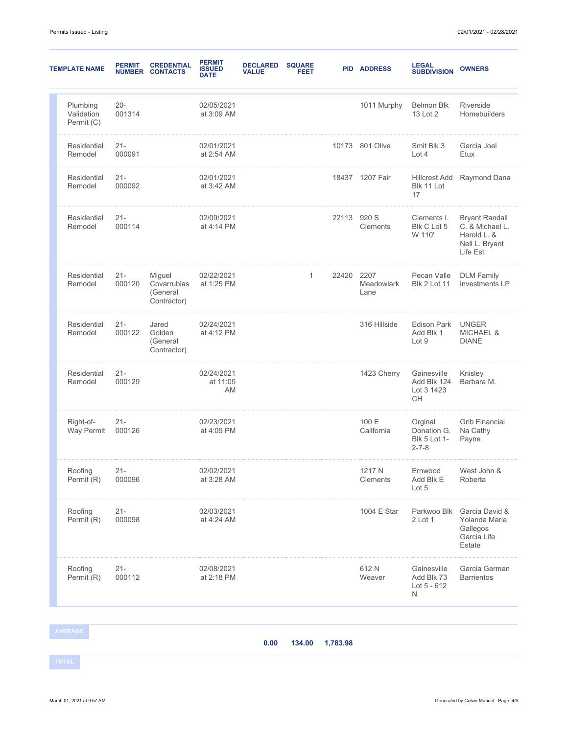| TEMPLATE NAME | PERMIT NUMBER | CREDENTIAL CONTACTS | PERMIT ISSUED DATE | DECLARED VALUE | SQUARE FEET | PID | ADDRESS | LEGAL SUBDIVISION | OWNERS |
|---|---|---|---|---|---|---|---|---|---|
| Plumbing Validation Permit (C) | 20-001314 | | 02/05/2021 at 3:09 AM | | | | 1011 Murphy | Belmon Blk 13 Lot 2 | Riverside Homebuilders |
| Residential Remodel | 21-000091 | | 02/01/2021 at 2:54 AM | | | 10173 | 801 Olive | Smit Blk 3 Lot 4 | Garcia Joel Etux |
| Residential Remodel | 21-000092 | | 02/01/2021 at 3:42 AM | | | 18437 | 1207 Fair | Hillcrest Add Blk 11 Lot 17 | Raymond Dana |
| Residential Remodel | 21-000114 | | 02/09/2021 at 4:14 PM | | | 22113 | 920 S Clements | Clements I. Blk C Lot 5 W 110' | Bryant Randall C. & Michael L. Harold L. & Nell L. Bryant Life Est |
| Residential Remodel | 21-000120 | Miguel Covarrubias (General Contractor) | 02/22/2021 at 1:25 PM | | 1 | 22420 | 2207 Meadowlark Lane | Pecan Valle Blk 2 Lot 11 | DLM Family investments LP |
| Residential Remodel | 21-000122 | Jared Golden (General Contractor) | 02/24/2021 at 4:12 PM | | | | 316 Hillside | Edison Park Add Blk 1 Lot 9 | UNGER MICHAEL & DIANE |
| Residential Remodel | 21-000129 | | 02/24/2021 at 11:05 AM | | | | 1423 Cherry | Gainesville Add Blk 124 Lot 3 1423 CH | Knisley Barbara M. |
| Right-of-Way Permit | 21-000126 | | 02/23/2021 at 4:09 PM | | | | 100 E California | Orginal Donation G. Blk 5 Lot 1-2-7-8 | Gnb Financial Na Cathy Payne |
| Roofing Permit (R) | 21-000096 | | 02/02/2021 at 3:28 AM | | | | 1217 N Clements | Ernwood Add Blk E Lot 5 | West John & Roberta |
| Roofing Permit (R) | 21-000098 | | 02/03/2021 at 4:24 AM | | | | 1004 E Star | Parkwoo Blk 2 Lot 1 | Garcia David & Yolanda Maria Gallegos Garcia Life Estate |
| Roofing Permit (R) | 21-000112 | | 02/08/2021 at 2:18 PM | | | | 612 N Weaver | Gainesville Add Blk 73 Lot 5 - 612 N | Garcia German Barrientos |
| **AVERAGE** | | | | **0.00** | **134.00** | **1,783.98** | | | |
| **TOTAL** | | | | | | | | | |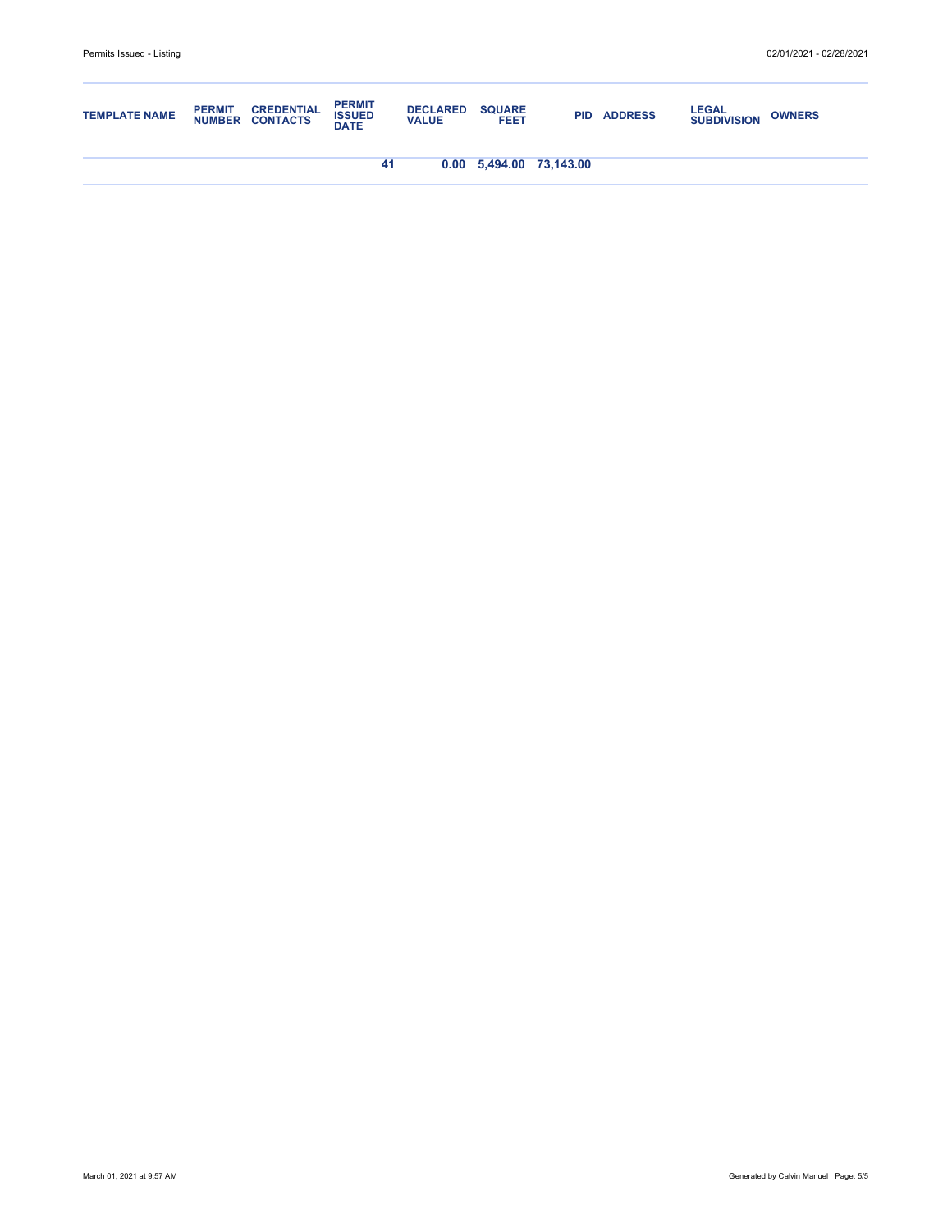| TEMPLATE NAME | PERMIT NUMBER | CREDENTIAL CONTACTS | PERMIT ISSUED DATE | DECLARED VALUE | SQUARE FEET | PID | ADDRESS | LEGAL SUBDIVISION | OWNERS |
|---|---|---|---|---|---|---|---|---|---|
| | | | **41** | **0.00** | **5,494.00** | **73,143.00** | | | |